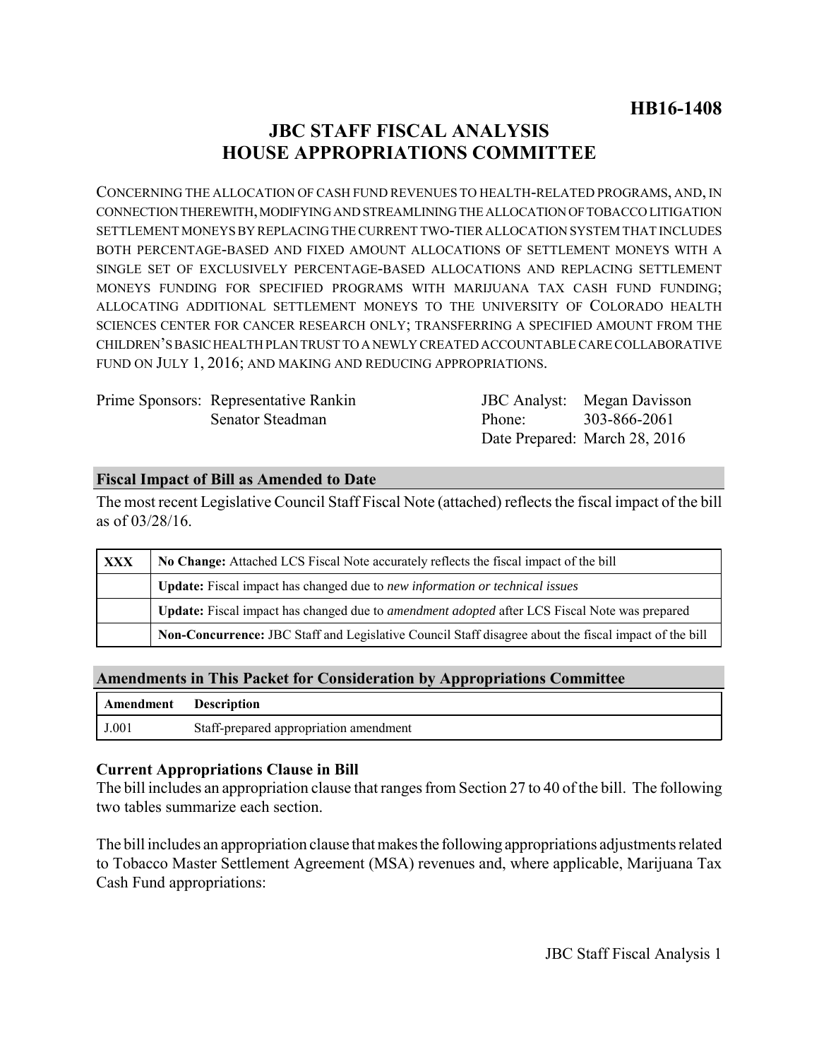**HB16-1408**

# JBC STAFF FISCAL ANALYSIS
# HOUSE APPROPRIATIONS COMMITTEE

CONCERNING THE ALLOCATION OF CASH FUND REVENUES TO HEALTH-RELATED PROGRAMS, AND, IN CONNECTION THEREWITH, MODIFYING AND STREAMLINING THE ALLOCATION OF TOBACCO LITIGATION SETTLEMENT MONEYS BY REPLACING THE CURRENT TWO-TIER ALLOCATION SYSTEM THAT INCLUDES BOTH PERCENTAGE-BASED AND FIXED AMOUNT ALLOCATIONS OF SETTLEMENT MONEYS WITH A SINGLE SET OF EXCLUSIVELY PERCENTAGE-BASED ALLOCATIONS AND REPLACING SETTLEMENT MONEYS FUNDING FOR SPECIFIED PROGRAMS WITH MARIJUANA TAX CASH FUND FUNDING; ALLOCATING ADDITIONAL SETTLEMENT MONEYS TO THE UNIVERSITY OF COLORADO HEALTH SCIENCES CENTER FOR CANCER RESEARCH ONLY; TRANSFERRING A SPECIFIED AMOUNT FROM THE CHILDREN'S BASIC HEALTH PLAN TRUST TO A NEWLY CREATED ACCOUNTABLE CARE COLLABORATIVE FUND ON JULY 1, 2016; AND MAKING AND REDUCING APPROPRIATIONS.

| | | | |
|---|---|---|---|
| Prime Sponsors: | Representative Rankin | JBC Analyst: | Megan Davisson |
| | Senator Steadman | Phone: | 303-866-2061 |
| | | Date Prepared: | March 28, 2016 |

## Fiscal Impact of Bill as Amended to Date

The most recent Legislative Council Staff Fiscal Note (attached) reflects the fiscal impact of the bill as of 03/28/16.

| | |
|---|---|
| XXX | **No Change:** Attached LCS Fiscal Note accurately reflects the fiscal impact of the bill |
| | **Update:** Fiscal impact has changed due to *new information or technical issues* |
| | **Update:** Fiscal impact has changed due to *amendment adopted* after LCS Fiscal Note was prepared |
| | **Non-Concurrence:** JBC Staff and Legislative Council Staff disagree about the fiscal impact of the bill |

## Amendments in This Packet for Consideration by Appropriations Committee

| Amendment | Description |
|---|---|
| J.001 | Staff-prepared appropriation amendment |

### Current Appropriations Clause in Bill

The bill includes an appropriation clause that ranges from Section 27 to 40 of the bill. The following two tables summarize each section.

The bill includes an appropriation clause that makes the following appropriations adjustments related to Tobacco Master Settlement Agreement (MSA) revenues and, where applicable, Marijuana Tax Cash Fund appropriations: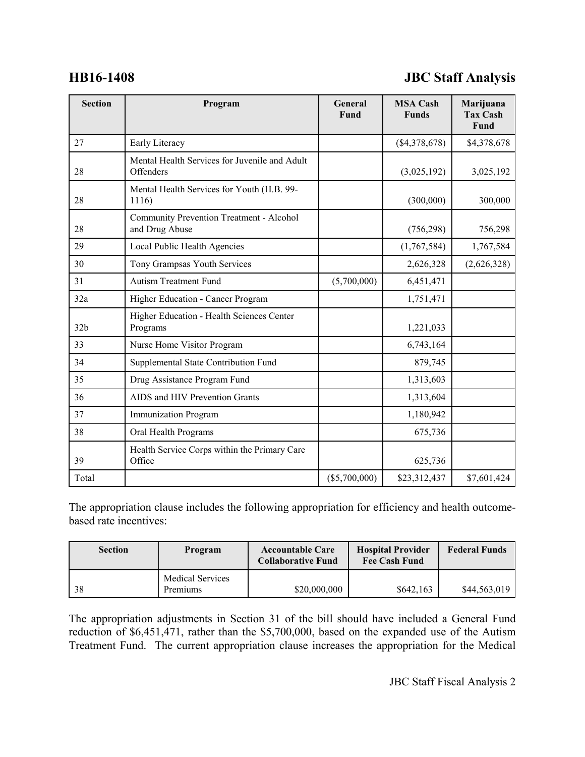| Section | Program | General Fund | MSA Cash Funds | Marijuana Tax Cash Fund |
|---|---|---|---|---|
| 27 | Early Literacy | | ($4,378,678) | $4,378,678 |
| 28 | Mental Health Services for Juvenile and Adult Offenders | | (3,025,192) | 3,025,192 |
| 28 | Mental Health Services for Youth (H.B. 99-1116) | | (300,000) | 300,000 |
| 28 | Community Prevention Treatment - Alcohol and Drug Abuse | | (756,298) | 756,298 |
| 29 | Local Public Health Agencies | | (1,767,584) | 1,767,584 |
| 30 | Tony Grampsas Youth Services | | 2,626,328 | (2,626,328) |
| 31 | Autism Treatment Fund | (5,700,000) | 6,451,471 | |
| 32a | Higher Education - Cancer Program | | 1,751,471 | |
| 32b | Higher Education - Health Sciences Center Programs | | 1,221,033 | |
| 33 | Nurse Home Visitor Program | | 6,743,164 | |
| 34 | Supplemental State Contribution Fund | | 879,745 | |
| 35 | Drug Assistance Program Fund | | 1,313,603 | |
| 36 | AIDS and HIV Prevention Grants | | 1,313,604 | |
| 37 | Immunization Program | | 1,180,942 | |
| 38 | Oral Health Programs | | 675,736 | |
| 39 | Health Service Corps within the Primary Care Office | | 625,736 | |
| Total | | ($5,700,000) | $23,312,437 | $7,601,424 |

The appropriation clause includes the following appropriation for efficiency and health outcome-based rate incentives:

| Section | Program | Accountable Care Collaborative Fund | Hospital Provider Fee Cash Fund | Federal Funds |
|---|---|---|---|---|
| 38 | Medical Services Premiums | $20,000,000 | $642,163 | $44,563,019 |

The appropriation adjustments in Section 31 of the bill should have included a General Fund reduction of $6,451,471, rather than the $5,700,000, based on the expanded use of the Autism Treatment Fund. The current appropriation clause increases the appropriation for the Medical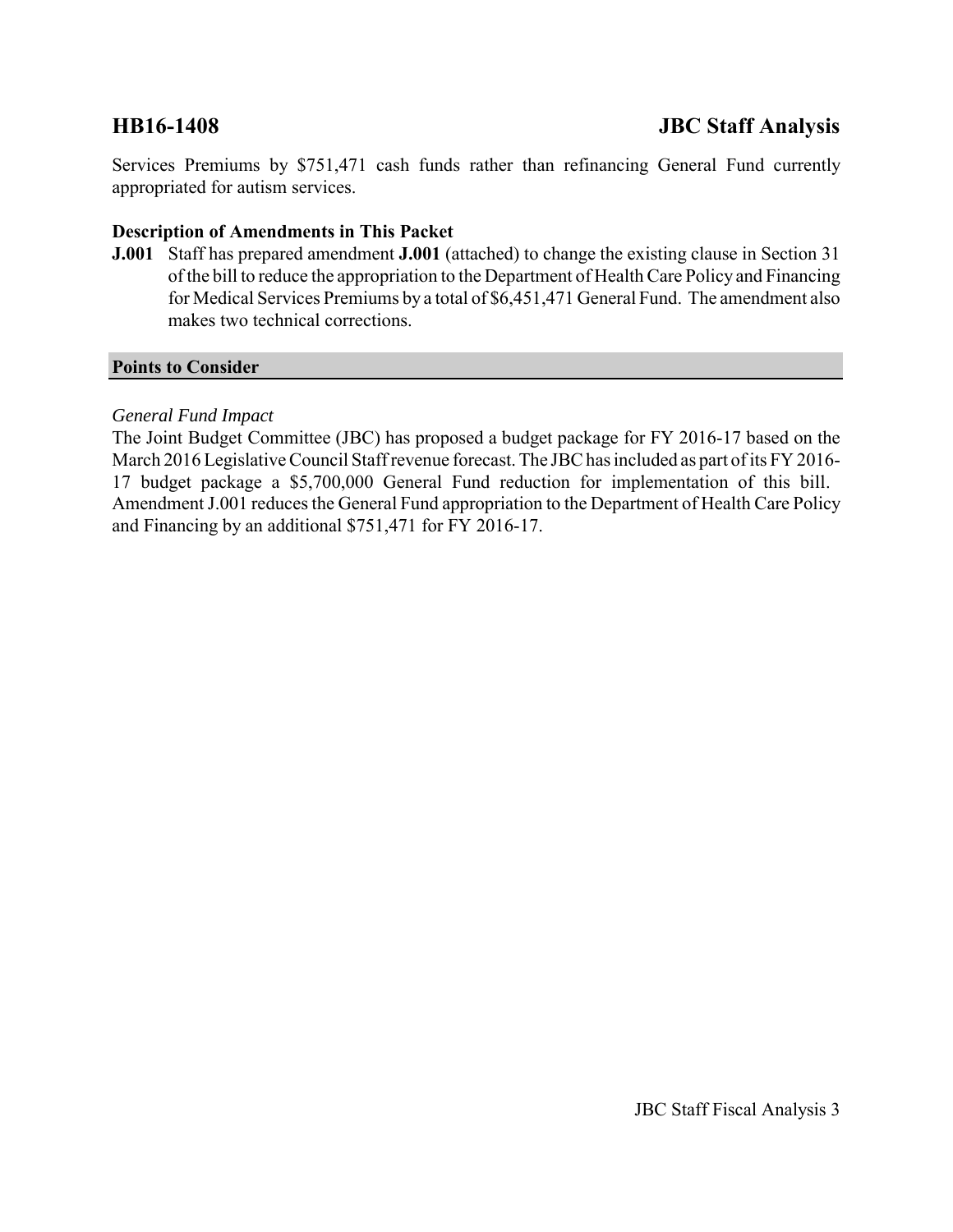Services Premiums by \$751,471 cash funds rather than refinancing General Fund currently appropriated for autism services.

**Description of Amendments in This Packet**

**J.001** Staff has prepared amendment **J.001** (attached) to change the existing clause in Section 31 of the bill to reduce the appropriation to the Department of Health Care Policy and Financing for Medical Services Premiums by a total of \$6,451,471 General Fund. The amendment also makes two technical corrections.

## Points to Consider

*General Fund Impact*

The Joint Budget Committee (JBC) has proposed a budget package for FY 2016-17 based on the March 2016 Legislative Council Staff revenue forecast. The JBC has included as part of its FY 2016-17 budget package a \$5,700,000 General Fund reduction for implementation of this bill. Amendment J.001 reduces the General Fund appropriation to the Department of Health Care Policy and Financing by an additional \$751,471 for FY 2016-17.